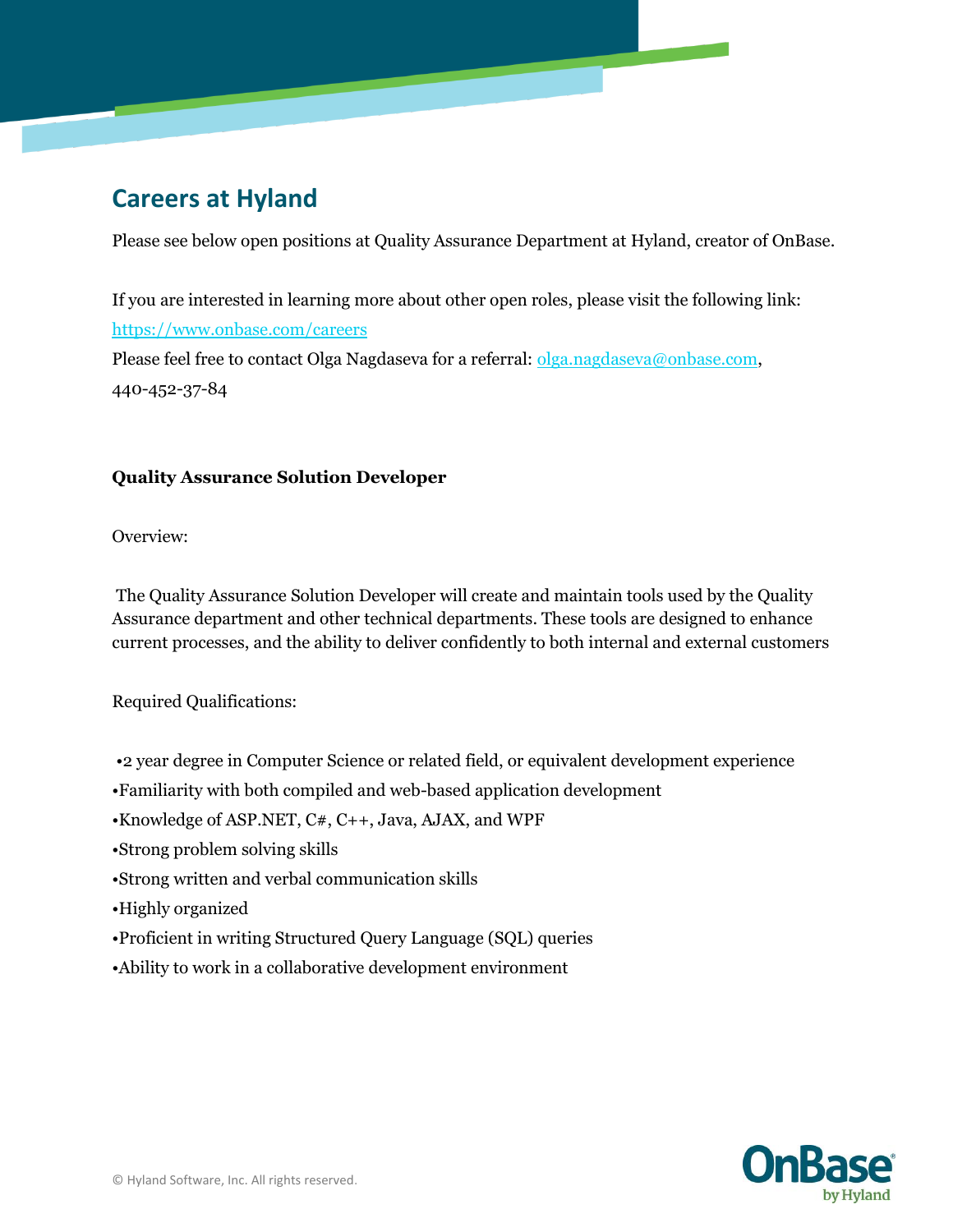# Careers at Hyland

Please see below open positions at Quality Assurance Department at Hyland, creator of OnBase.

If you are interested in learning more about other open roles, please visit the following link:
https://www.onbase.com/careers
Please feel free to contact Olga Nagdaseva for a referral: olga.nagdaseva@onbase.com,
440-452-37-84

**Quality Assurance Solution Developer**

Overview:

The Quality Assurance Solution Developer will create and maintain tools used by the Quality Assurance department and other technical departments. These tools are designed to enhance current processes, and the ability to deliver confidently to both internal and external customers

Required Qualifications:

- 2 year degree in Computer Science or related field, or equivalent development experience
- Familiarity with both compiled and web-based application development
- Knowledge of ASP.NET, C#, C++, Java, AJAX, and WPF
- Strong problem solving skills
- Strong written and verbal communication skills
- Highly organized
- Proficient in writing Structured Query Language (SQL) queries
- Ability to work in a collaborative development environment

© Hyland Software, Inc. All rights reserved.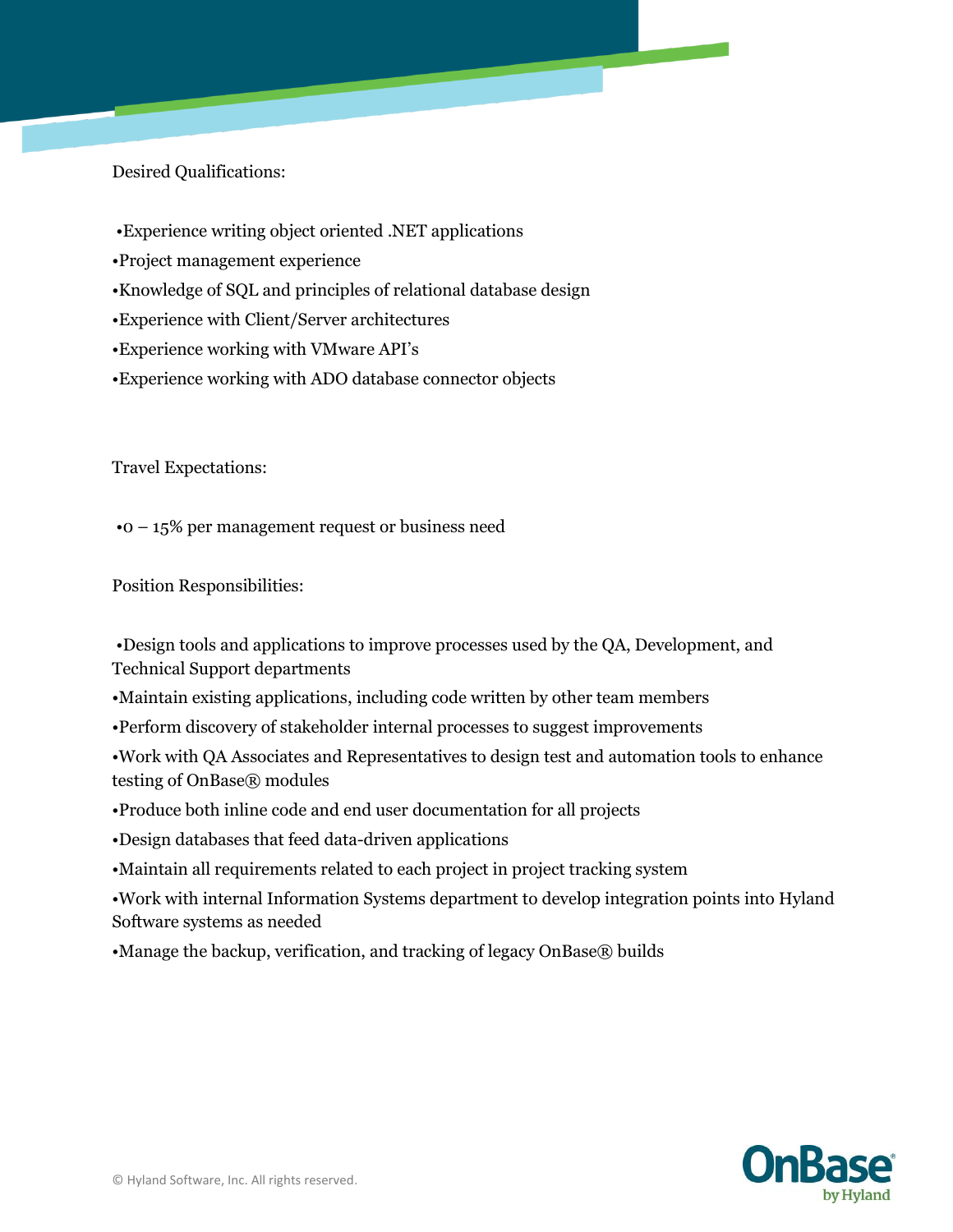Desired Qualifications:

- Experience writing object oriented .NET applications
- Project management experience
- Knowledge of SQL and principles of relational database design
- Experience with Client/Server architectures
- Experience working with VMware API's
- Experience working with ADO database connector objects

Travel Expectations:

- 0 – 15% per management request or business need

Position Responsibilities:

- Design tools and applications to improve processes used by the QA, Development, and Technical Support departments
- Maintain existing applications, including code written by other team members
- Perform discovery of stakeholder internal processes to suggest improvements
- Work with QA Associates and Representatives to design test and automation tools to enhance testing of OnBase® modules
- Produce both inline code and end user documentation for all projects
- Design databases that feed data-driven applications
- Maintain all requirements related to each project in project tracking system
- Work with internal Information Systems department to develop integration points into Hyland Software systems as needed
- Manage the backup, verification, and tracking of legacy OnBase® builds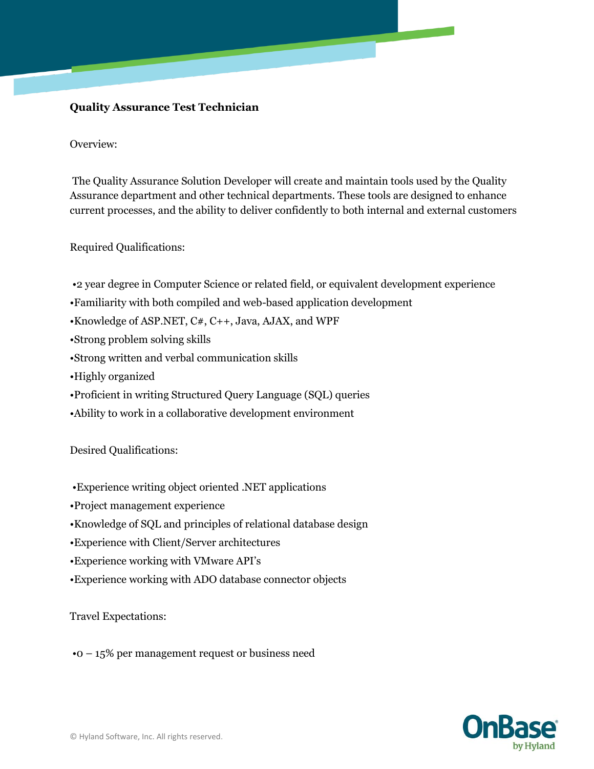**Quality Assurance Test Technician**

Overview:

The Quality Assurance Solution Developer will create and maintain tools used by the Quality Assurance department and other technical departments. These tools are designed to enhance current processes, and the ability to deliver confidently to both internal and external customers

Required Qualifications:

- 2 year degree in Computer Science or related field, or equivalent development experience
- Familiarity with both compiled and web-based application development
- Knowledge of ASP.NET, C#, C++, Java, AJAX, and WPF
- Strong problem solving skills
- Strong written and verbal communication skills
- Highly organized
- Proficient in writing Structured Query Language (SQL) queries
- Ability to work in a collaborative development environment

Desired Qualifications:

- Experience writing object oriented .NET applications
- Project management experience
- Knowledge of SQL and principles of relational database design
- Experience with Client/Server architectures
- Experience working with VMware API's
- Experience working with ADO database connector objects

Travel Expectations:

- 0 – 15% per management request or business need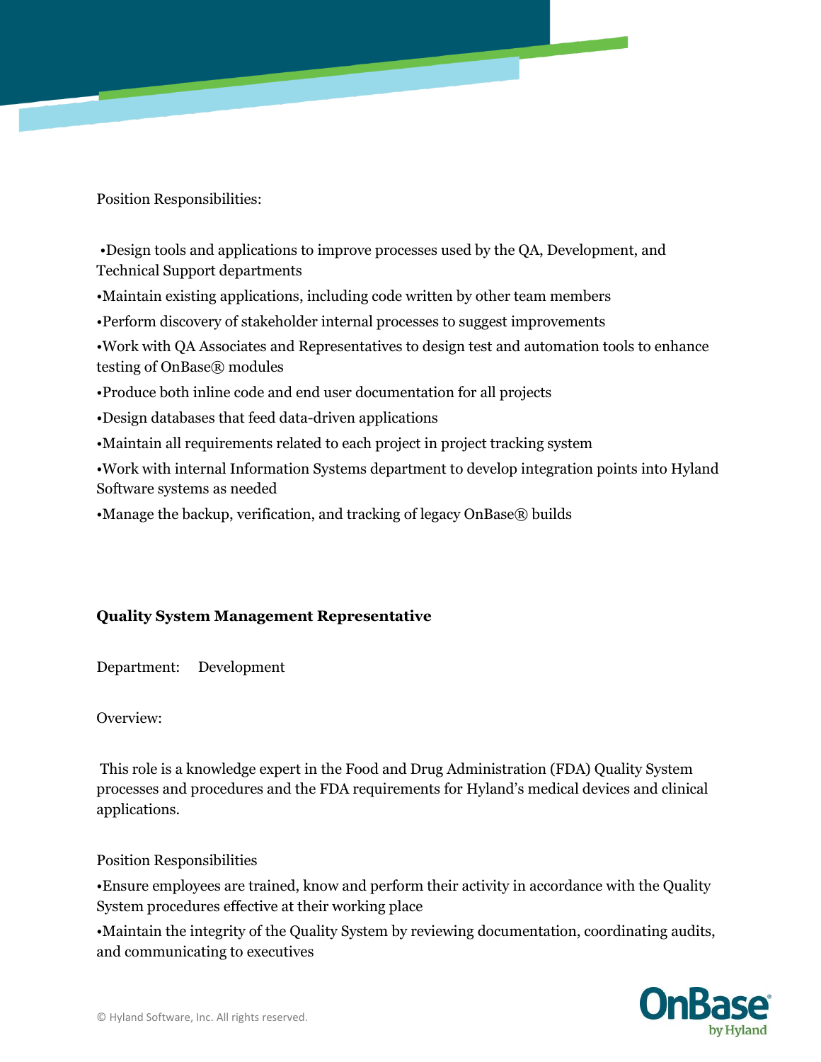Position Responsibilities:

- Design tools and applications to improve processes used by the QA, Development, and Technical Support departments
- Maintain existing applications, including code written by other team members
- Perform discovery of stakeholder internal processes to suggest improvements
- Work with QA Associates and Representatives to design test and automation tools to enhance testing of OnBase® modules
- Produce both inline code and end user documentation for all projects
- Design databases that feed data-driven applications
- Maintain all requirements related to each project in project tracking system
- Work with internal Information Systems department to develop integration points into Hyland Software systems as needed
- Manage the backup, verification, and tracking of legacy OnBase® builds

**Quality System Management Representative**

Department: Development

Overview:

This role is a knowledge expert in the Food and Drug Administration (FDA) Quality System processes and procedures and the FDA requirements for Hyland's medical devices and clinical applications.

Position Responsibilities

- Ensure employees are trained, know and perform their activity in accordance with the Quality System procedures effective at their working place
- Maintain the integrity of the Quality System by reviewing documentation, coordinating audits, and communicating to executives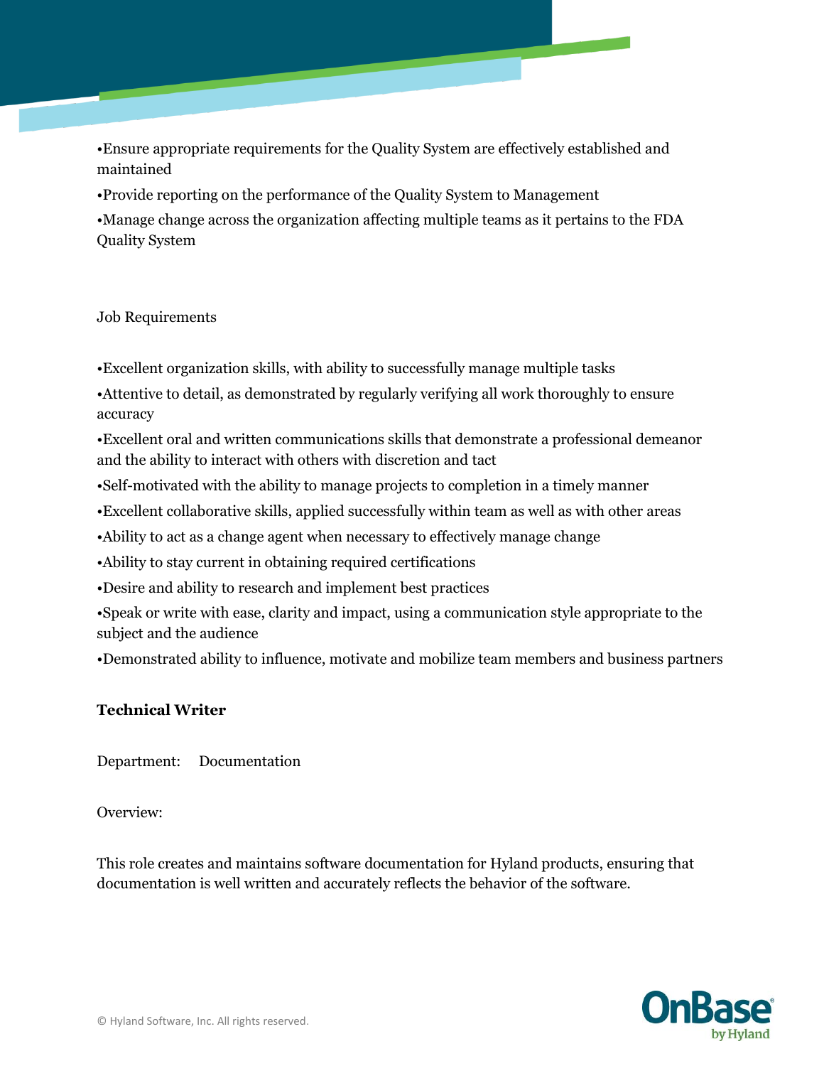•Ensure appropriate requirements for the Quality System are effectively established and maintained

•Provide reporting on the performance of the Quality System to Management

•Manage change across the organization affecting multiple teams as it pertains to the FDA Quality System

Job Requirements

•Excellent organization skills, with ability to successfully manage multiple tasks

•Attentive to detail, as demonstrated by regularly verifying all work thoroughly to ensure accuracy

•Excellent oral and written communications skills that demonstrate a professional demeanor and the ability to interact with others with discretion and tact

•Self-motivated with the ability to manage projects to completion in a timely manner

•Excellent collaborative skills, applied successfully within team as well as with other areas

•Ability to act as a change agent when necessary to effectively manage change

•Ability to stay current in obtaining required certifications

•Desire and ability to research and implement best practices

•Speak or write with ease, clarity and impact, using a communication style appropriate to the subject and the audience

•Demonstrated ability to influence, motivate and mobilize team members and business partners

**Technical Writer**

Department: Documentation

Overview:

This role creates and maintains software documentation for Hyland products, ensuring that documentation is well written and accurately reflects the behavior of the software.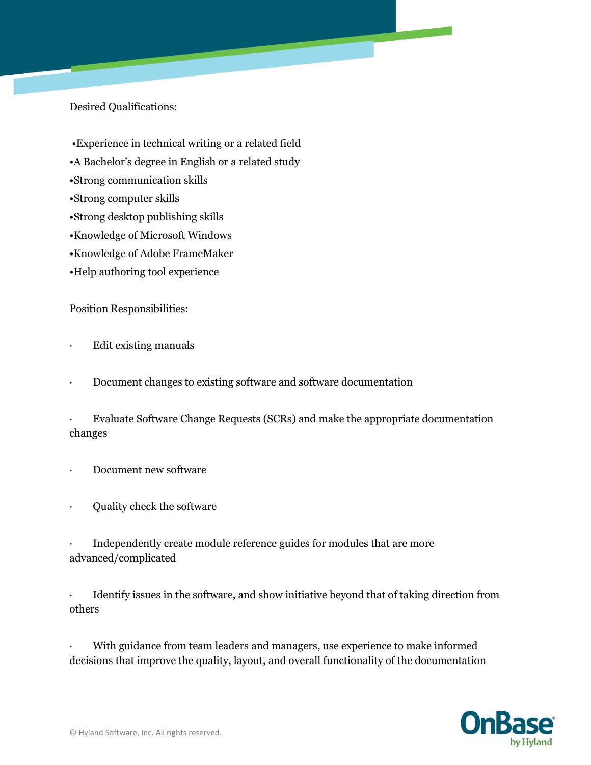Desired Qualifications:

- Experience in technical writing or a related field
- A Bachelor's degree in English or a related study
- Strong communication skills
- Strong computer skills
- Strong desktop publishing skills
- Knowledge of Microsoft Windows
- Knowledge of Adobe FrameMaker
- Help authoring tool experience

Position Responsibilities:

- Edit existing manuals
- Document changes to existing software and software documentation
- Evaluate Software Change Requests (SCRs) and make the appropriate documentation changes
- Document new software
- Quality check the software
- Independently create module reference guides for modules that are more advanced/complicated
- Identify issues in the software, and show initiative beyond that of taking direction from others
- With guidance from team leaders and managers, use experience to make informed decisions that improve the quality, layout, and overall functionality of the documentation

© Hyland Software, Inc. All rights reserved.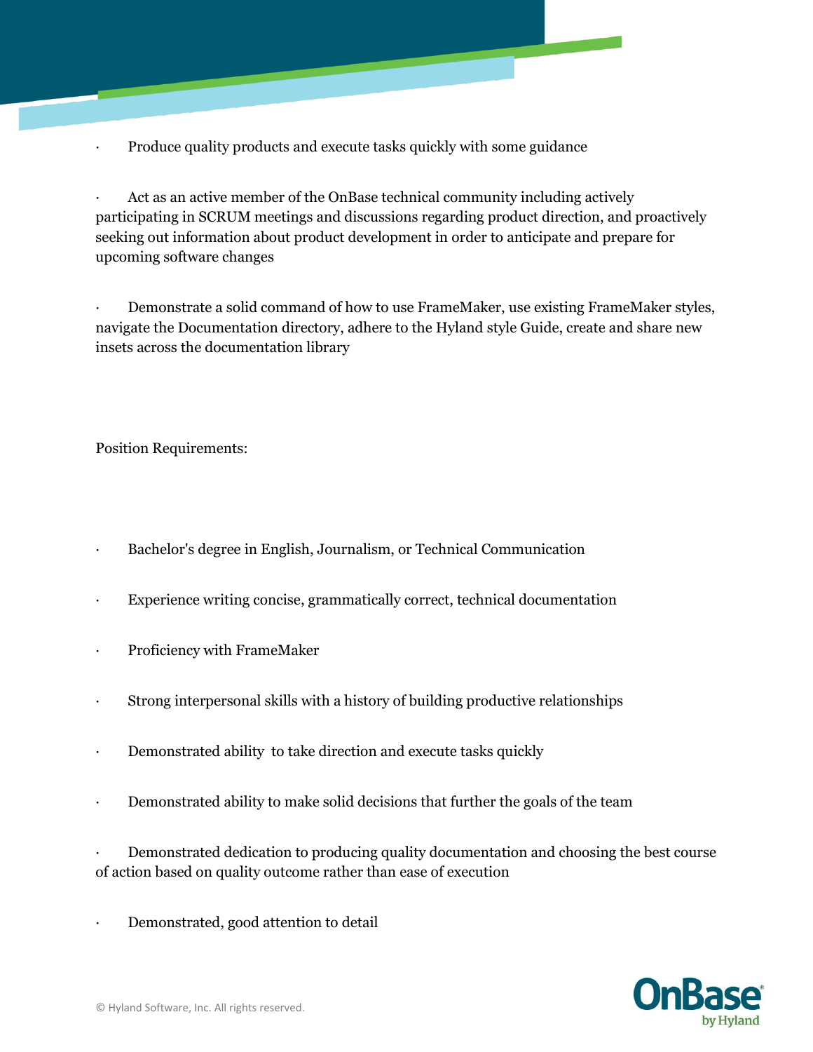- Produce quality products and execute tasks quickly with some guidance

- Act as an active member of the OnBase technical community including actively participating in SCRUM meetings and discussions regarding product direction, and proactively seeking out information about product development in order to anticipate and prepare for upcoming software changes

- Demonstrate a solid command of how to use FrameMaker, use existing FrameMaker styles, navigate the Documentation directory, adhere to the Hyland style Guide, create and share new insets across the documentation library

Position Requirements:

- Bachelor's degree in English, Journalism, or Technical Communication

- Experience writing concise, grammatically correct, technical documentation

- Proficiency with FrameMaker

- Strong interpersonal skills with a history of building productive relationships

- Demonstrated ability to take direction and execute tasks quickly

- Demonstrated ability to make solid decisions that further the goals of the team

- Demonstrated dedication to producing quality documentation and choosing the best course of action based on quality outcome rather than ease of execution

- Demonstrated, good attention to detail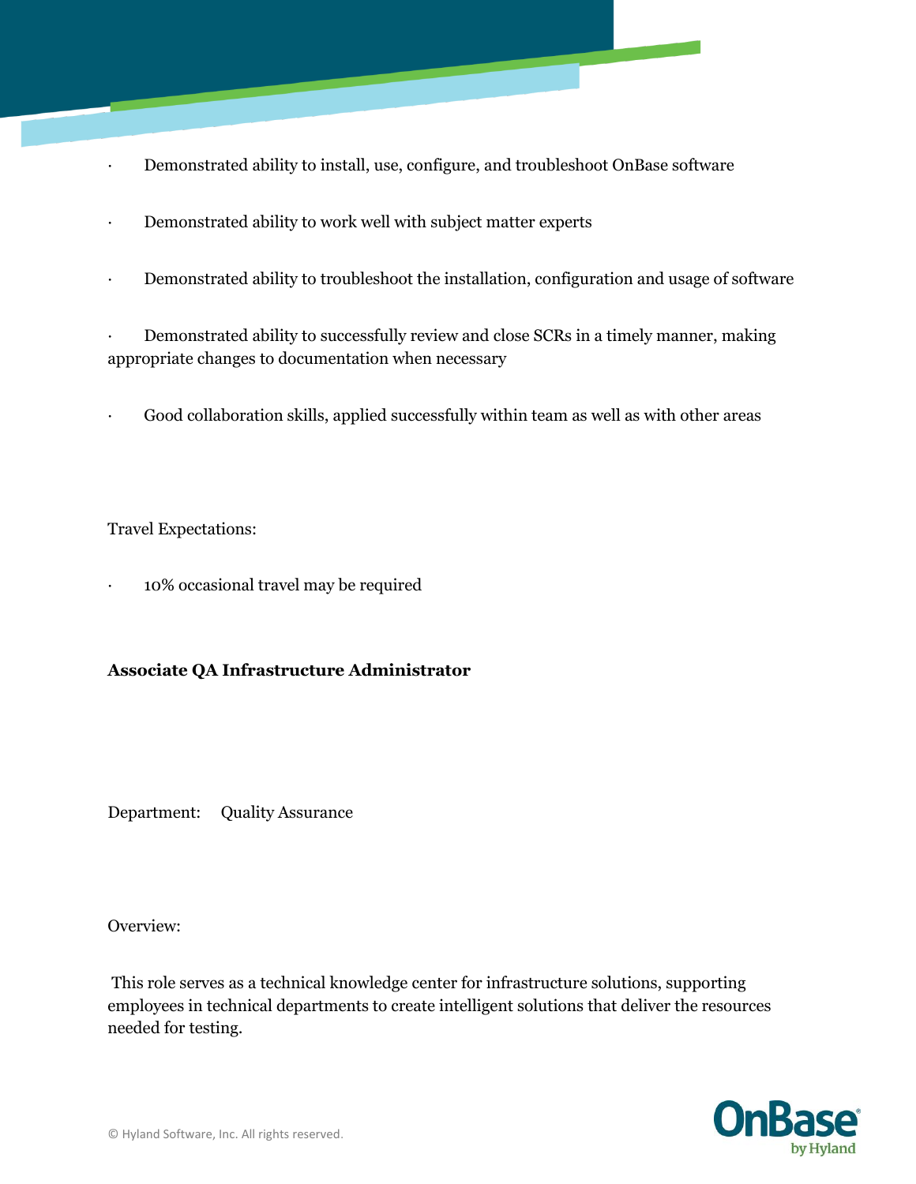- Demonstrated ability to install, use, configure, and troubleshoot OnBase software
- Demonstrated ability to work well with subject matter experts
- Demonstrated ability to troubleshoot the installation, configuration and usage of software
- Demonstrated ability to successfully review and close SCRs in a timely manner, making appropriate changes to documentation when necessary
- Good collaboration skills, applied successfully within team as well as with other areas

Travel Expectations:

- 10% occasional travel may be required

**Associate QA Infrastructure Administrator**

Department: Quality Assurance

Overview:

This role serves as a technical knowledge center for infrastructure solutions, supporting employees in technical departments to create intelligent solutions that deliver the resources needed for testing.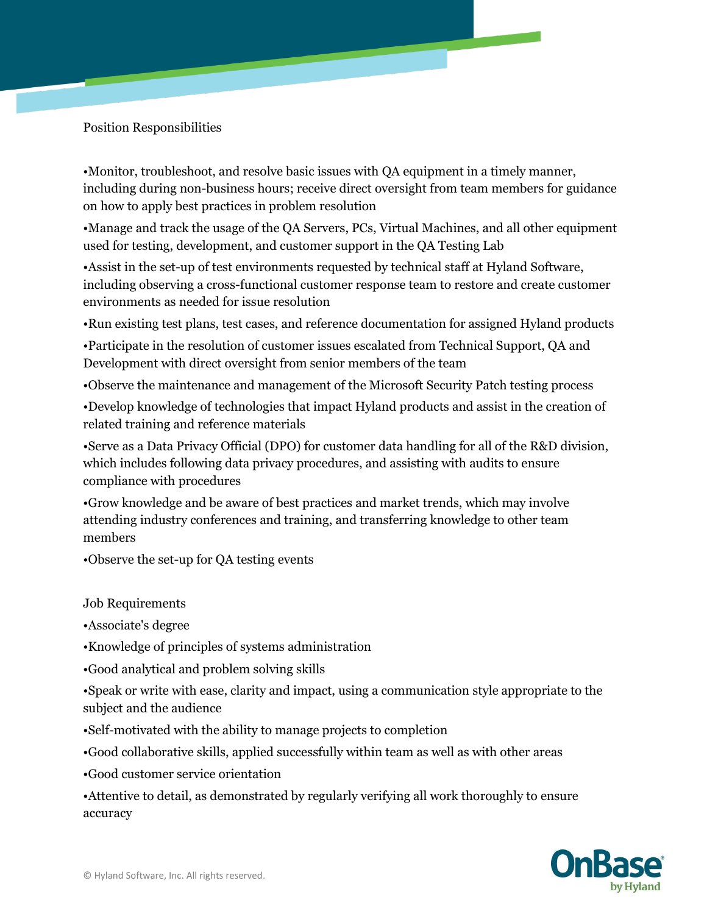Position Responsibilities

•Monitor, troubleshoot, and resolve basic issues with QA equipment in a timely manner, including during non-business hours; receive direct oversight from team members for guidance on how to apply best practices in problem resolution

•Manage and track the usage of the QA Servers, PCs, Virtual Machines, and all other equipment used for testing, development, and customer support in the QA Testing Lab

•Assist in the set-up of test environments requested by technical staff at Hyland Software, including observing a cross-functional customer response team to restore and create customer environments as needed for issue resolution

•Run existing test plans, test cases, and reference documentation for assigned Hyland products

•Participate in the resolution of customer issues escalated from Technical Support, QA and Development with direct oversight from senior members of the team

•Observe the maintenance and management of the Microsoft Security Patch testing process

•Develop knowledge of technologies that impact Hyland products and assist in the creation of related training and reference materials

•Serve as a Data Privacy Official (DPO) for customer data handling for all of the R&D division, which includes following data privacy procedures, and assisting with audits to ensure compliance with procedures

•Grow knowledge and be aware of best practices and market trends, which may involve attending industry conferences and training, and transferring knowledge to other team members

•Observe the set-up for QA testing events

Job Requirements

•Associate's degree

•Knowledge of principles of systems administration

•Good analytical and problem solving skills

•Speak or write with ease, clarity and impact, using a communication style appropriate to the subject and the audience

•Self-motivated with the ability to manage projects to completion

•Good collaborative skills, applied successfully within team as well as with other areas

•Good customer service orientation

•Attentive to detail, as demonstrated by regularly verifying all work thoroughly to ensure accuracy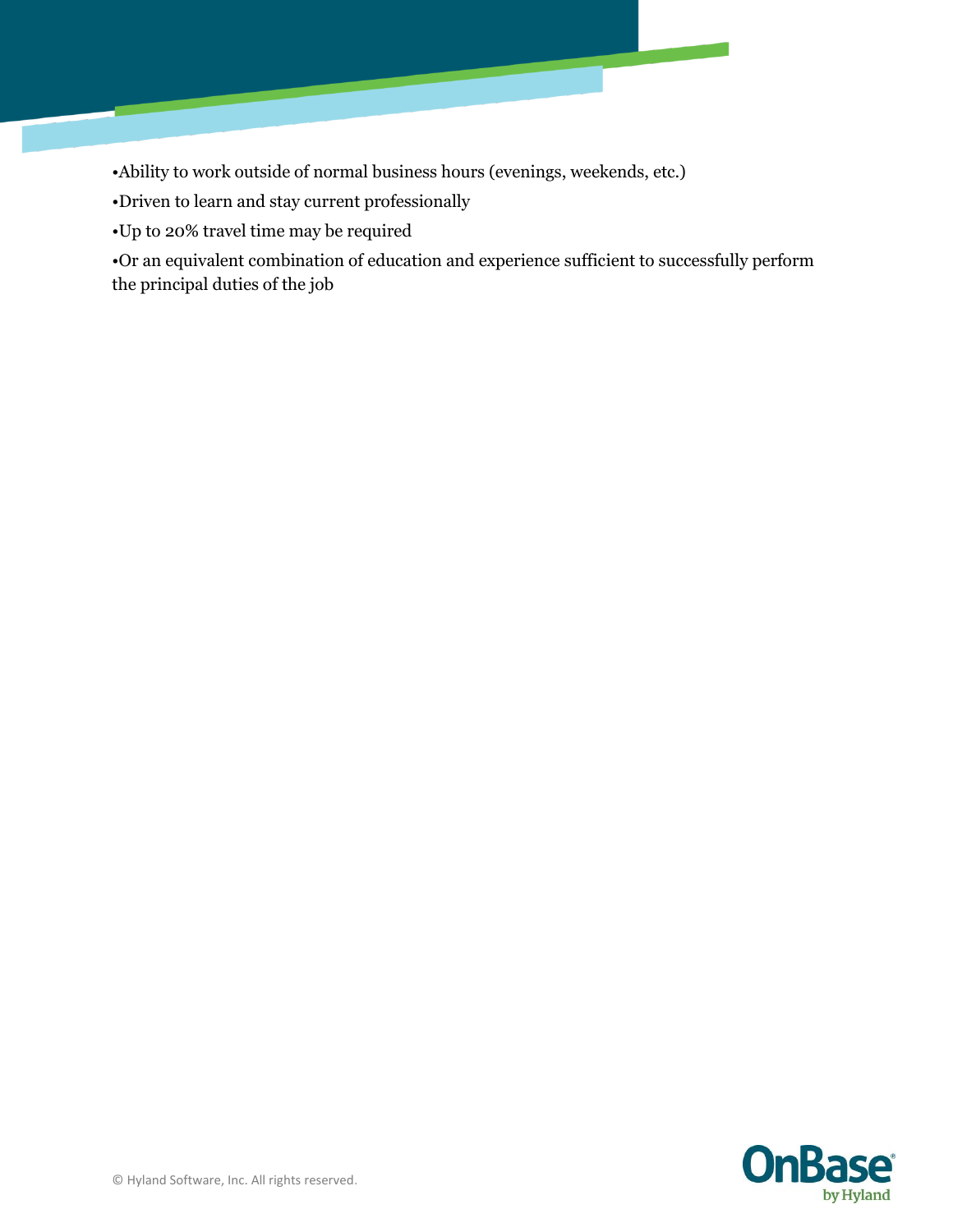•Ability to work outside of normal business hours (evenings, weekends, etc.)

•Driven to learn and stay current professionally

•Up to 20% travel time may be required

•Or an equivalent combination of education and experience sufficient to successfully perform the principal duties of the job